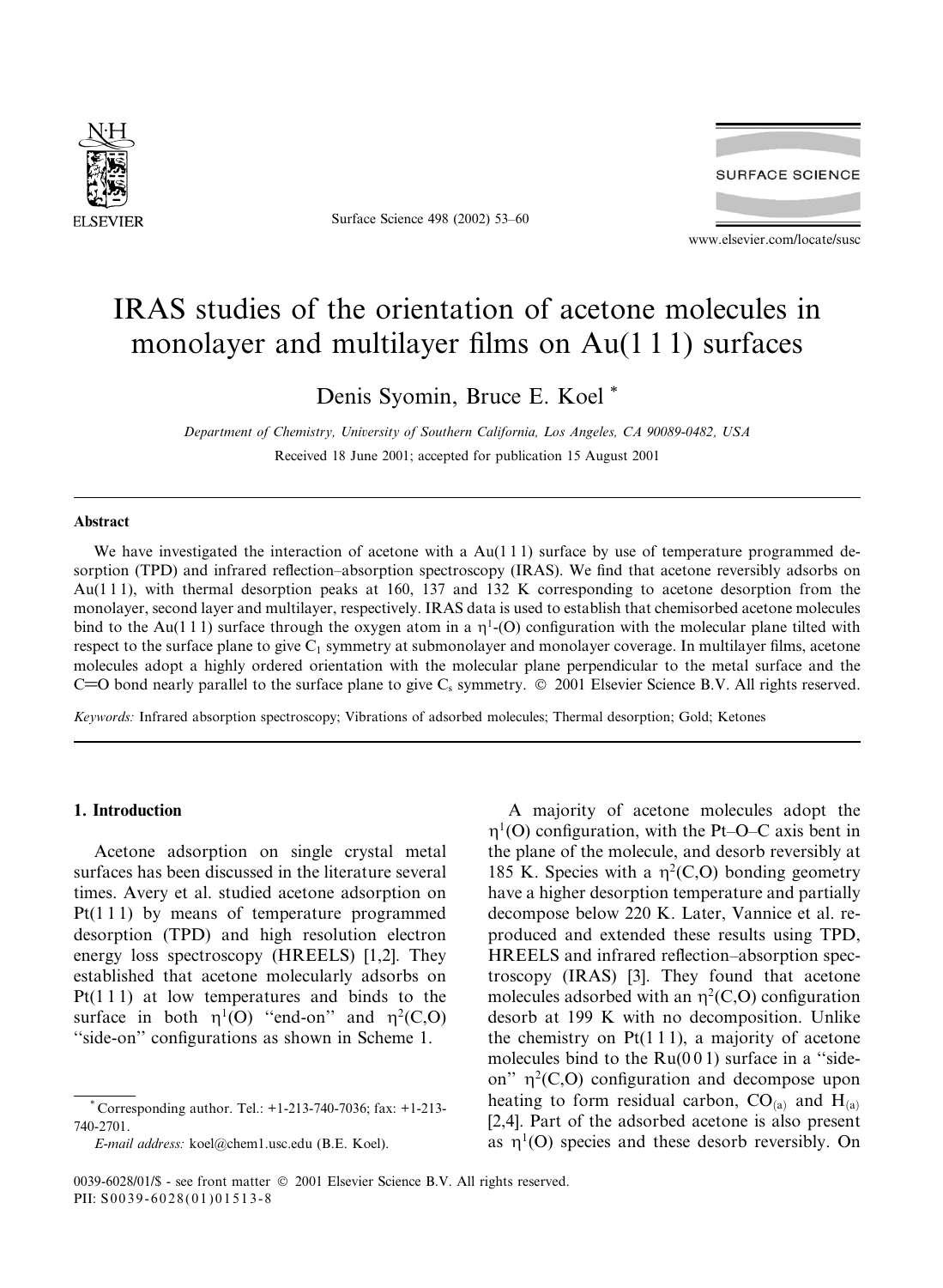# IRAS studies of the orientation of acetone molecules in monolayer and multilayer films on Au(1 1 1) surfaces

Denis Syomin, Bruce E. Koel *

*Department of Chemistry, University of Southern California, Los Angeles, CA 90089-0482, USA*

Received 18 June 2001; accepted for publication 15 August 2001

## Abstract

We have investigated the interaction of acetone with a Au(1 1 1) surface by use of temperature programmed desorption (TPD) and infrared reflection–absorption spectroscopy (IRAS). We find that acetone reversibly adsorbs on Au(1 1 1), with thermal desorption peaks at 160, 137 and 132 K corresponding to acetone desorption from the monolayer, second layer and multilayer, respectively. IRAS data is used to establish that chemisorbed acetone molecules bind to the Au(1 1 1) surface through the oxygen atom in a $\eta^1$-(O) configuration with the molecular plane tilted with respect to the surface plane to give $C_1$ symmetry at submonolayer and monolayer coverage. In multilayer films, acetone molecules adopt a highly ordered orientation with the molecular plane perpendicular to the metal surface and the C=O bond nearly parallel to the surface plane to give $C_s$ symmetry. © 2001 Elsevier Science B.V. All rights reserved.

*Keywords:* Infrared absorption spectroscopy; Vibrations of adsorbed molecules; Thermal desorption; Gold; Ketones

## 1. Introduction

Acetone adsorption on single crystal metal surfaces has been discussed in the literature several times. Avery et al. studied acetone adsorption on Pt(1 1 1) by means of temperature programmed desorption (TPD) and high resolution electron energy loss spectroscopy (HREELS) [1,2]. They established that acetone molecularly adsorbs on Pt(1 1 1) at low temperatures and binds to the surface in both $\eta^1$(O) "end-on" and $\eta^2$(C,O) "side-on" configurations as shown in Scheme 1.

A majority of acetone molecules adopt the $\eta^1$(O) configuration, with the Pt–O–C axis bent in the plane of the molecule, and desorb reversibly at 185 K. Species with a $\eta^2$(C,O) bonding geometry have a higher desorption temperature and partially decompose below 220 K. Later, Vannice et al. reproduced and extended these results using TPD, HREELS and infrared reflection–absorption spectroscopy (IRAS) [3]. They found that acetone molecules adsorbed with an $\eta^2$(C,O) configuration desorb at 199 K with no decomposition. Unlike the chemistry on Pt(1 1 1), a majority of acetone molecules bind to the Ru(0 0 1) surface in a "side-on" $\eta^2$(C,O) configuration and decompose upon heating to form residual carbon, $CO_{(a)}$ and $H_{(a)}$ [2,4]. Part of the adsorbed acetone is also present as $\eta^1$(O) species and these desorb reversibly. On

---

* Corresponding author. Tel.: +1-213-740-7036; fax: +1-213-740-2701.

*E-mail address:* koel@chem1.usc.edu (B.E. Koel).

0039-6028/01/$ - see front matter © 2001 Elsevier Science B.V. All rights reserved.
PII: S0039-6028(01)01513-8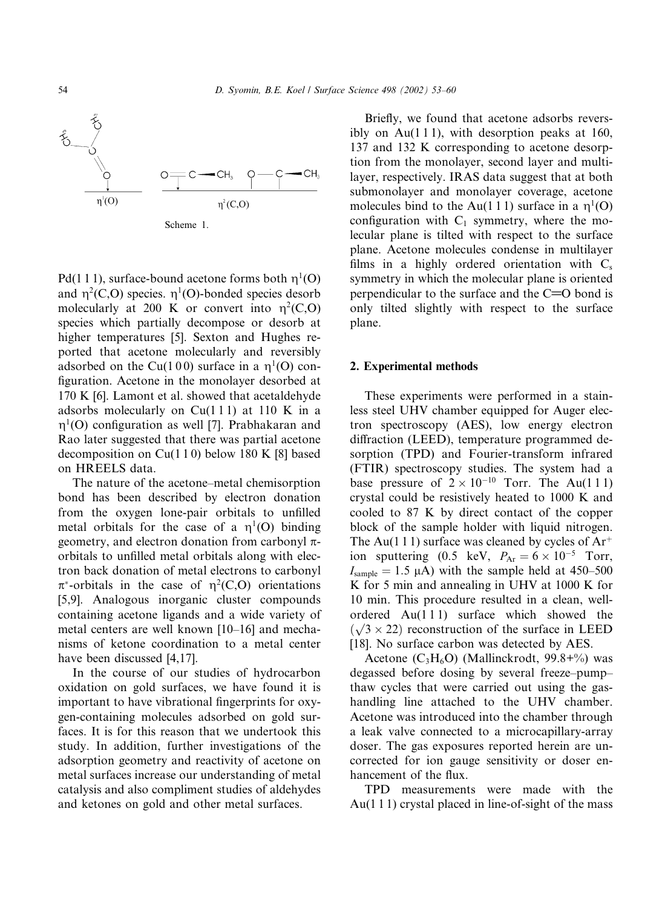Scheme 1.

Pd(1 1 1), surface-bound acetone forms both $\eta^1$(O) and $\eta^2$(C,O) species. $\eta^1$(O)-bonded species desorb molecularly at 200 K or convert into $\eta^2$(C,O) species which partially decompose or desorb at higher temperatures [5]. Sexton and Hughes reported that acetone molecularly and reversibly adsorbed on the Cu(1 0 0) surface in a $\eta^1$(O) configuration. Acetone in the monolayer desorbed at 170 K [6]. Lamont et al. showed that acetaldehyde adsorbs molecularly on Cu(1 1 1) at 110 K in a $\eta^1$(O) configuration as well [7]. Prabhakaran and Rao later suggested that there was partial acetone decomposition on Cu(1 1 0) below 180 K [8] based on HREELS data.

The nature of the acetone–metal chemisorption bond has been described by electron donation from the oxygen lone-pair orbitals to unfilled metal orbitals for the case of a $\eta^1$(O) binding geometry, and electron donation from carbonyl $\pi$-orbitals to unfilled metal orbitals along with electron back donation of metal electrons to carbonyl $\pi^*$-orbitals in the case of $\eta^2$(C,O) orientations [5,9]. Analogous inorganic cluster compounds containing acetone ligands and a wide variety of metal centers are well known [10–16] and mechanisms of ketone coordination to a metal center have been discussed [4,17].

In the course of our studies of hydrocarbon oxidation on gold surfaces, we have found it is important to have vibrational fingerprints for oxygen-containing molecules adsorbed on gold surfaces. It is for this reason that we undertook this study. In addition, further investigations of the adsorption geometry and reactivity of acetone on metal surfaces increase our understanding of metal catalysis and also compliment studies of aldehydes and ketones on gold and other metal surfaces.

Briefly, we found that acetone adsorbs reversibly on Au(1 1 1), with desorption peaks at 160, 137 and 132 K corresponding to acetone desorption from the monolayer, second layer and multilayer, respectively. IRAS data suggest that at both submonolayer and monolayer coverage, acetone molecules bind to the Au(1 1 1) surface in a $\eta^1$(O) configuration with $C_1$ symmetry, where the molecular plane is tilted with respect to the surface plane. Acetone molecules condense in multilayer films in a highly ordered orientation with $C_s$ symmetry in which the molecular plane is oriented perpendicular to the surface and the C=O bond is only tilted slightly with respect to the surface plane.

## 2. Experimental methods

These experiments were performed in a stainless steel UHV chamber equipped for Auger electron spectroscopy (AES), low energy electron diffraction (LEED), temperature programmed desorption (TPD) and Fourier-transform infrared (FTIR) spectroscopy studies. The system had a base pressure of $2 \times 10^{-10}$ Torr. The Au(1 1 1) crystal could be resistively heated to 1000 K and cooled to 87 K by direct contact of the copper block of the sample holder with liquid nitrogen. The Au(1 1 1) surface was cleaned by cycles of $Ar^+$ ion sputtering (0.5 keV, $P_{Ar} = 6 \times 10^{-5}$ Torr, $I_{sample} = 1.5$ μA) with the sample held at 450–500 K for 5 min and annealing in UHV at 1000 K for 10 min. This procedure resulted in a clean, well-ordered Au(1 1 1) surface which showed the $(\sqrt{3} \times 22)$ reconstruction of the surface in LEED [18]. No surface carbon was detected by AES.

Acetone ($C_3H_6O$) (Mallinckrodt, 99.8+%) was degassed before dosing by several freeze–pump–thaw cycles that were carried out using the gas-handling line attached to the UHV chamber. Acetone was introduced into the chamber through a leak valve connected to a microcapillary-array doser. The gas exposures reported herein are uncorrected for ion gauge sensitivity or doser enhancement of the flux.

TPD measurements were made with the Au(1 1 1) crystal placed in line-of-sight of the mass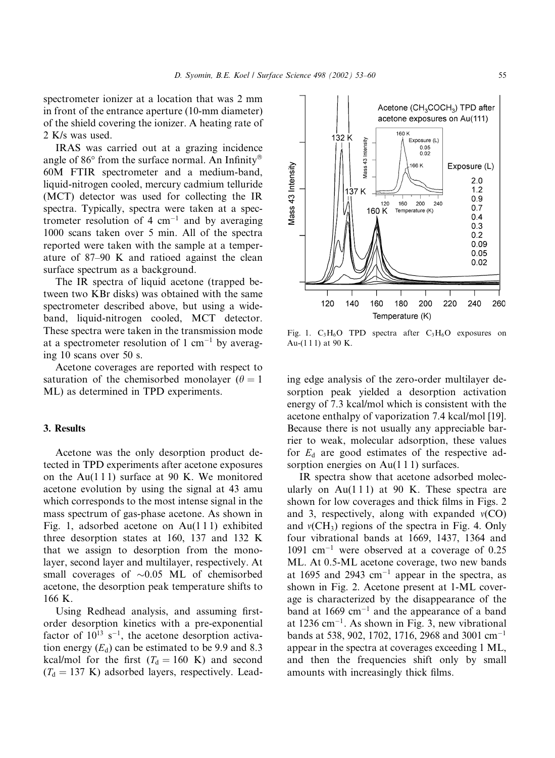spectrometer ionizer at a location that was 2 mm in front of the entrance aperture (10-mm diameter) of the shield covering the ionizer. A heating rate of 2 K/s was used.

IRAS was carried out at a grazing incidence angle of 86° from the surface normal. An Infinity® 60M FTIR spectrometer and a medium-band, liquid-nitrogen cooled, mercury cadmium telluride (MCT) detector was used for collecting the IR spectra. Typically, spectra were taken at a spectrometer resolution of 4 $cm^{-1}$ and by averaging 1000 scans taken over 5 min. All of the spectra reported were taken with the sample at a temperature of 87–90 K and ratioed against the clean surface spectrum as a background.

The IR spectra of liquid acetone (trapped between two KBr disks) was obtained with the same spectrometer described above, but using a wide-band, liquid-nitrogen cooled, MCT detector. These spectra were taken in the transmission mode at a spectrometer resolution of 1 $cm^{-1}$ by averaging 10 scans over 50 s.

Acetone coverages are reported with respect to saturation of the chemisorbed monolayer ($\theta = 1$ ML) as determined in TPD experiments.

## 3. Results

Acetone was the only desorption product detected in TPD experiments after acetone exposures on the Au(1 1 1) surface at 90 K. We monitored acetone evolution by using the signal at 43 amu which corresponds to the most intense signal in the mass spectrum of gas-phase acetone. As shown in Fig. 1, adsorbed acetone on Au(1 1 1) exhibited three desorption states at 160, 137 and 132 K that we assign to desorption from the monolayer, second layer and multilayer, respectively. At small coverages of ~0.05 ML of chemisorbed acetone, the desorption peak temperature shifts to 166 K.

Using Redhead analysis, and assuming first-order desorption kinetics with a pre-exponential factor of $10^{13}$ $s^{-1}$, the acetone desorption activation energy ($E_d$) can be estimated to be 9.9 and 8.3 kcal/mol for the first ($T_d = 160$ K) and second ($T_d = 137$ K) adsorbed layers, respectively. Leading edge analysis of the zero-order multilayer desorption peak yielded a desorption activation energy of 7.3 kcal/mol which is consistent with the acetone enthalpy of vaporization 7.4 kcal/mol [19]. Because there is not usually any appreciable barrier to weak, molecular adsorption, these values for $E_d$ are good estimates of the respective adsorption energies on Au(1 1 1) surfaces.

Fig. 1. $C_3H_6O$ TPD spectra after $C_3H_6O$ exposures on Au-(1 1 1) at 90 K.

IR spectra show that acetone adsorbed molecularly on Au(1 1 1) at 90 K. These spectra are shown for low coverages and thick films in Figs. 2 and 3, respectively, along with expanded $\nu$(CO) and $\nu(CH_3)$ regions of the spectra in Fig. 4. Only four vibrational bands at 1669, 1437, 1364 and 1091 $cm^{-1}$ were observed at a coverage of 0.25 ML. At 0.5-ML acetone coverage, two new bands at 1695 and 2943 $cm^{-1}$ appear in the spectra, as shown in Fig. 2. Acetone present at 1-ML coverage is characterized by the disappearance of the band at 1669 $cm^{-1}$ and the appearance of a band at 1236 $cm^{-1}$. As shown in Fig. 3, new vibrational bands at 538, 902, 1702, 1716, 2968 and 3001 $cm^{-1}$ appear in the spectra at coverages exceeding 1 ML, and then the frequencies shift only by small amounts with increasingly thick films.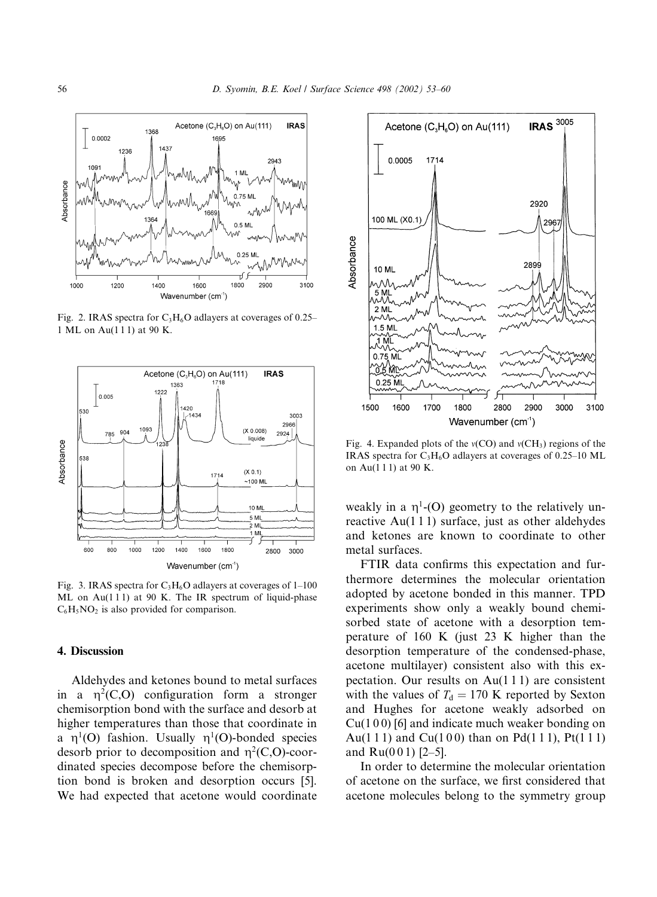Fig. 2. IRAS spectra for $C_3H_6O$ adlayers at coverages of 0.25–1 ML on Au(1 1 1) at 90 K.

Fig. 3. IRAS spectra for $C_3H_6O$ adlayers at coverages of 1–100 ML on Au(1 1 1) at 90 K. The IR spectrum of liquid-phase $C_6H_5NO_2$ is also provided for comparison.

Fig. 4. Expanded plots of the $\nu$(CO) and $\nu(CH_3)$ regions of the IRAS spectra for $C_3H_6O$ adlayers at coverages of 0.25–10 ML on Au(1 1 1) at 90 K.

## 4. Discussion

Aldehydes and ketones bound to metal surfaces in a $\eta^2$(C,O) configuration form a stronger chemisorption bond with the surface and desorb at higher temperatures than those that coordinate in a $\eta^1$(O) fashion. Usually $\eta^1$(O)-bonded species desorb prior to decomposition and $\eta^2$(C,O)-coordinated species decompose before the chemisorption bond is broken and desorption occurs [5]. We had expected that acetone would coordinate weakly in a $\eta^1$-(O) geometry to the relatively unreactive Au(1 1 1) surface, just as other aldehydes and ketones are known to coordinate to other metal surfaces.

FTIR data confirms this expectation and furthermore determines the molecular orientation adopted by acetone bonded in this manner. TPD experiments show only a weakly bound chemisorbed state of acetone with a desorption temperature of 160 K (just 23 K higher than the desorption temperature of the condensed-phase, acetone multilayer) consistent also with this expectation. Our results on Au(1 1 1) are consistent with the values of $T_d = 170$ K reported by Sexton and Hughes for acetone weakly adsorbed on Cu(1 0 0) [6] and indicate much weaker bonding on Au(1 1 1) and Cu(1 0 0) than on Pd(1 1 1), Pt(1 1 1) and Ru(0 0 1) [2–5].

In order to determine the molecular orientation of acetone on the surface, we first considered that acetone molecules belong to the symmetry group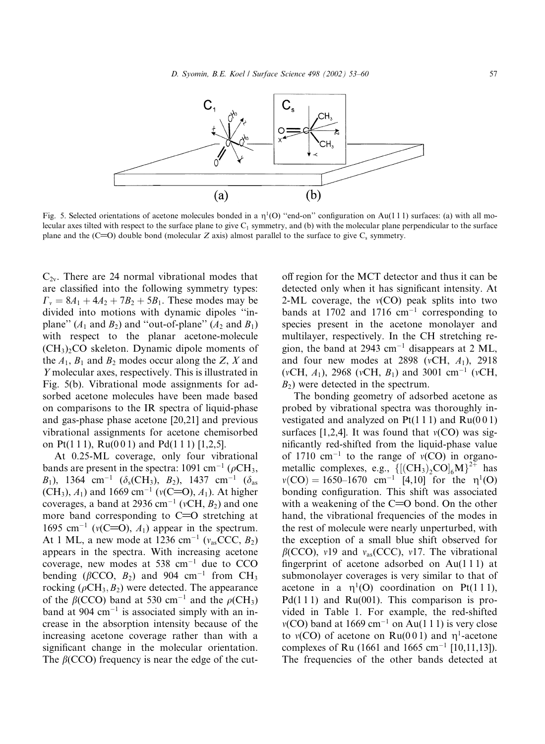Fig. 5. Selected orientations of acetone molecules bonded in a $\eta^1$(O) "end-on" configuration on Au(1 1 1) surfaces: (a) with all molecular axes tilted with respect to the surface plane to give $C_1$ symmetry, and (b) with the molecular plane perpendicular to the surface plane and the (C=O) double bond (molecular $Z$ axis) almost parallel to the surface to give $C_s$ symmetry.

$C_{2v}$. There are 24 normal vibrational modes that are classified into the following symmetry types: $\Gamma_v = 8A_1 + 4A_2 + 7B_2 + 5B_1$. These modes may be divided into motions with dynamic dipoles "in-plane" ($A_1$ and $B_2$) and "out-of-plane" ($A_2$ and $B_1$) with respect to the planar acetone-molecule $(CH_3)_2CO$ skeleton. Dynamic dipole moments of the $A_1$, $B_1$ and $B_2$ modes occur along the $Z$, $X$ and $Y$ molecular axes, respectively. This is illustrated in Fig. 5(b). Vibrational mode assignments for adsorbed acetone molecules have been made based on comparisons to the IR spectra of liquid-phase and gas-phase phase acetone [20,21] and previous vibrational assignments for acetone chemisorbed on Pt(1 1 1), Ru(0 0 1) and Pd(1 1 1) [1,2,5].

At 0.25-ML coverage, only four vibrational bands are present in the spectra: 1091 cm$^{-1}$ ($\rho CH_3$, $B_1$), 1364 cm$^{-1}$ ($\delta_s(CH_3)$, $B_2$), 1437 cm$^{-1}$ ($\delta_{as}(CH_3)$, $A_1$) and 1669 cm$^{-1}$ ($\nu$(C=O), $A_1$). At higher coverages, a band at 2936 cm$^{-1}$ ($\nu$CH, $B_2$) and one more band corresponding to C=O stretching at 1695 cm$^{-1}$ ($\nu$(C=O), $A_1$) appear in the spectrum. At 1 ML, a new mode at 1236 cm$^{-1}$ ($\nu_{as}$CCC, $B_2$) appears in the spectra. With increasing acetone coverage, new modes at 538 cm$^{-1}$ due to CCO bending ($\beta$CCO, $B_2$) and 904 cm$^{-1}$ from $CH_3$ rocking ($\rho CH_3, B_2$) were detected. The appearance of the $\beta$(CCO) band at 530 cm$^{-1}$ and the $\rho(CH_3)$ band at 904 cm$^{-1}$ is associated simply with an increase in the absorption intensity because of the increasing acetone coverage rather than with a significant change in the molecular orientation. The $\beta$(CCO) frequency is near the edge of the cut-off region for the MCT detector and thus it can be detected only when it has significant intensity. At 2-ML coverage, the $\nu$(CO) peak splits into two bands at 1702 and 1716 cm$^{-1}$ corresponding to species present in the acetone monolayer and multilayer, respectively. In the CH stretching region, the band at 2943 cm$^{-1}$ disappears at 2 ML, and four new modes at 2898 ($\nu$CH, $A_1$), 2918 ($\nu$CH, $A_1$), 2968 ($\nu$CH, $B_1$) and 3001 cm$^{-1}$ ($\nu$CH, $B_2$) were detected in the spectrum.

The bonding geometry of adsorbed acetone as probed by vibrational spectra was thoroughly investigated and analyzed on Pt(1 1 1) and Ru(0 0 1) surfaces [1,2,4]. It was found that $\nu$(CO) was significantly red-shifted from the liquid-phase value of 1710 cm$^{-1}$ to the range of $\nu$(CO) in organometallic complexes, e.g., $\{[(CH_3)_2CO]_6M\}^{2+}$ has $\nu(CO) = 1650$–$1670$ cm$^{-1}$ [4,10] for the $\eta^1$(O) bonding configuration. This shift was associated with a weakening of the C=O bond. On the other hand, the vibrational frequencies of the modes in the rest of molecule were nearly unperturbed, with the exception of a small blue shift observed for $\beta$(CCO), $\nu$19 and $\nu_{as}$(CCC), $\nu$17. The vibrational fingerprint of acetone adsorbed on Au(1 1 1) at submonolayer coverages is very similar to that of acetone in a $\eta^1$(O) coordination on Pt(1 1 1), Pd(1 1 1) and Ru(001). This comparison is provided in Table 1. For example, the red-shifted $\nu$(CO) band at 1669 cm$^{-1}$ on Au(1 1 1) is very close to $\nu$(CO) of acetone on Ru(0 0 1) and $\eta^1$-acetone complexes of Ru (1661 and 1665 cm$^{-1}$ [10,11,13]). The frequencies of the other bands detected at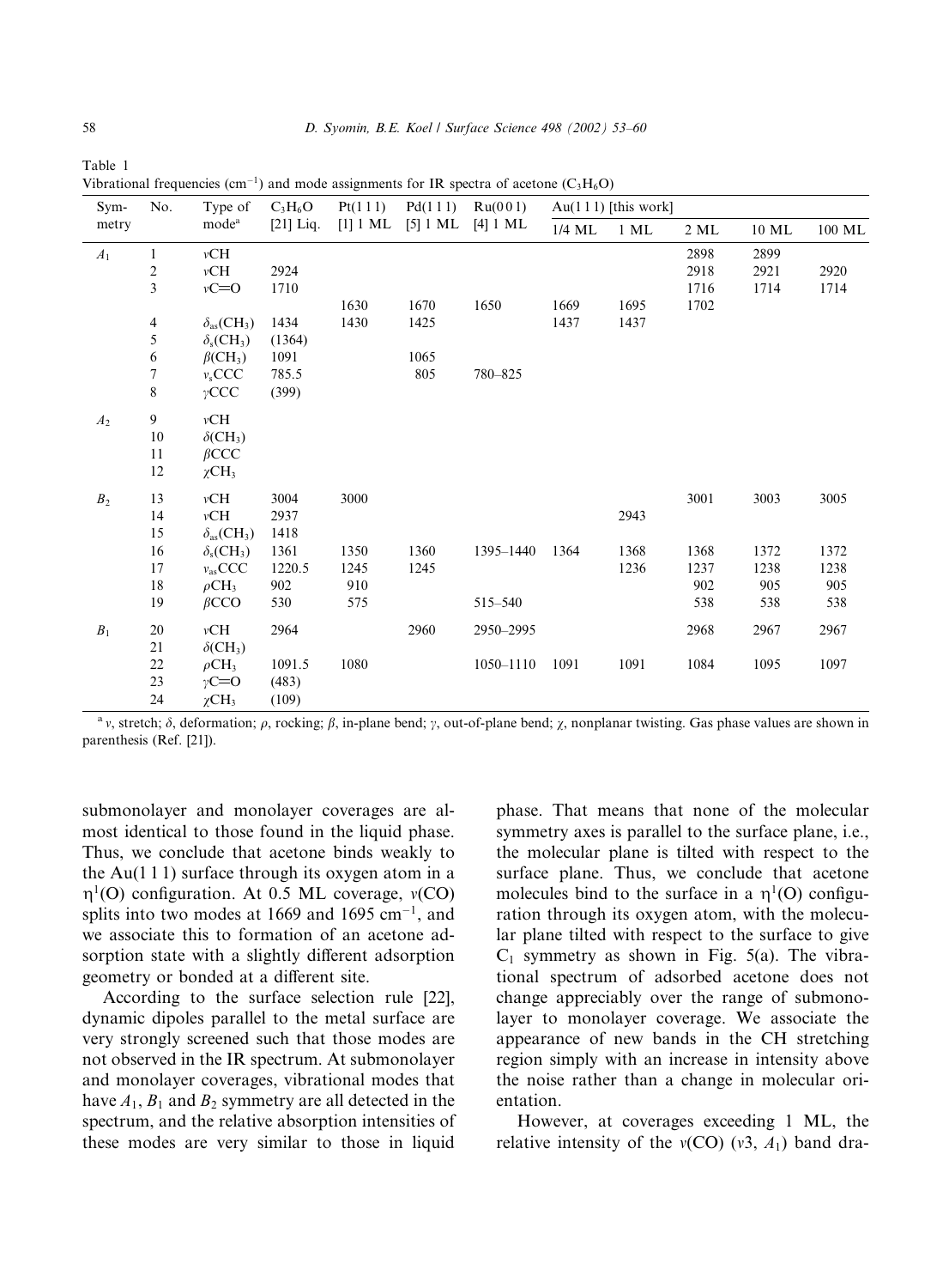Table 1
Vibrational frequencies ($cm^{-1}$) and mode assignments for IR spectra of acetone ($C_3H_6O$)

| Symmetry | No. | Type of mode[a] | $C_3H_6O$ [21] Liq. | Pt(1 1 1) [1] 1 ML | Pd(1 1 1) [5] 1 ML | Ru(0 0 1) [4] 1 ML | Au(1 1 1) [this work] | | | | |
|---|---|---|---|---|---|---|---|---|---|---|---|
| | | | | | | | 1/4 ML | 1 ML | 2 ML | 10 ML | 100 ML |
| $A_1$ | 1 | $\nu$CH | | | | | | | 2898 | 2899 | |
| | 2 | $\nu$CH | 2924 | | | | | | 2918 | 2921 | 2920 |
| | 3 | $\nu$C=O | 1710 | | | | | | 1716 | 1714 | 1714 |
| | | | | 1630 | 1670 | 1650 | 1669 | 1695 | 1702 | | |
| | 4 | $\delta_{as}(CH_3)$ | 1434 | 1430 | 1425 | | 1437 | 1437 | | | |
| | 5 | $\delta_s(CH_3)$ | (1364) | | | | | | | | |
| | 6 | $\beta(CH_3)$ | 1091 | | 1065 | | | | | | |
| | 7 | $\nu_s$CCC | 785.5 | | 805 | 780–825 | | | | | |
| | 8 | $\gamma$CCC | (399) | | | | | | | | |
| $A_2$ | 9 | $\nu$CH | | | | | | | | | |
| | 10 | $\delta(CH_3)$ | | | | | | | | | |
| | 11 | $\beta$CCC | | | | | | | | | |
| | 12 | $\chi CH_3$ | | | | | | | | | |
| $B_2$ | 13 | $\nu$CH | 3004 | 3000 | | | | | 3001 | 3003 | 3005 |
| | 14 | $\nu$CH | 2937 | | | | | 2943 | | | |
| | 15 | $\delta_{as}(CH_3)$ | 1418 | | | | | | | | |
| | 16 | $\delta_s(CH_3)$ | 1361 | 1350 | 1360 | 1395–1440 | 1364 | 1368 | 1368 | 1372 | 1372 |
| | 17 | $\nu_{as}$CCC | 1220.5 | 1245 | 1245 | | | 1236 | 1237 | 1238 | 1238 |
| | 18 | $\rho CH_3$ | 902 | 910 | | | | | 902 | 905 | 905 |
| | 19 | $\beta$CCO | 530 | 575 | | 515–540 | | | 538 | 538 | 538 |
| $B_1$ | 20 | $\nu$CH | 2964 | | 2960 | 2950–2995 | | | 2968 | 2967 | 2967 |
| | 21 | $\delta(CH_3)$ | | | | | | | | | |
| | 22 | $\rho CH_3$ | 1091.5 | 1080 | | 1050–1110 | 1091 | 1091 | 1084 | 1095 | 1097 |
| | 23 | $\gamma$C=O | (483) | | | | | | | | |
| | 24 | $\chi CH_3$ | (109) | | | | | | | | |

[a] $\nu$, stretch; $\delta$, deformation; $\rho$, rocking; $\beta$, in-plane bend; $\gamma$, out-of-plane bend; $\chi$, nonplanar twisting. Gas phase values are shown in parenthesis (Ref. [21]).

submonolayer and monolayer coverages are almost identical to those found in the liquid phase. Thus, we conclude that acetone binds weakly to the Au(1 1 1) surface through its oxygen atom in a $\eta^1$(O) configuration. At 0.5 ML coverage, $\nu$(CO) splits into two modes at 1669 and 1695 $cm^{-1}$, and we associate this to formation of an acetone adsorption state with a slightly different adsorption geometry or bonded at a different site.

According to the surface selection rule [22], dynamic dipoles parallel to the metal surface are very strongly screened such that those modes are not observed in the IR spectrum. At submonolayer and monolayer coverages, vibrational modes that have $A_1$, $B_1$ and $B_2$ symmetry are all detected in the spectrum, and the relative absorption intensities of these modes are very similar to those in liquid phase. That means that none of the molecular symmetry axes is parallel to the surface plane, i.e., the molecular plane is tilted with respect to the surface plane. Thus, we conclude that acetone molecules bind to the surface in a $\eta^1$(O) configuration through its oxygen atom, with the molecular plane tilted with respect to the surface to give $C_1$ symmetry as shown in Fig. 5(a). The vibrational spectrum of adsorbed acetone does not change appreciably over the range of submonolayer to monolayer coverage. We associate the appearance of new bands in the CH stretching region simply with an increase in intensity above the noise rather than a change in molecular orientation.

However, at coverages exceeding 1 ML, the relative intensity of the $\nu$(CO) ($\nu$3, $A_1$) band dra-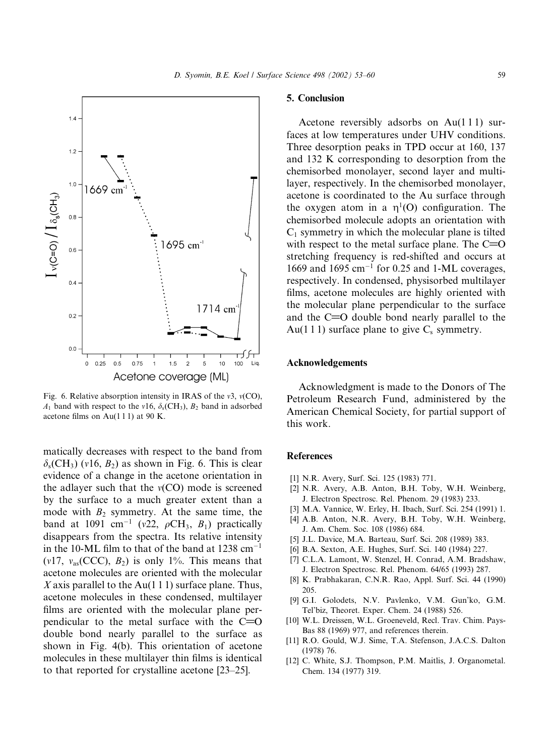Fig. 6. Relative absorption intensity in IRAS of the $v3$, $v$(CO), $A_1$ band with respect to the $v16$, $\delta_s(CH_3)$, $B_2$ band in adsorbed acetone films on Au(1 1 1) at 90 K.

matically decreases with respect to the band from $\delta_s(CH_3)$ ($v16$, $B_2$) as shown in Fig. 6. This is clear evidence of a change in the acetone orientation in the adlayer such that the $v$(CO) mode is screened by the surface to a much greater extent than a mode with $B_2$ symmetry. At the same time, the band at 1091 cm$^{-1}$ ($v22$, $\rho CH_3$, $B_1$) practically disappears from the spectra. Its relative intensity in the 10-ML film to that of the band at 1238 cm$^{-1}$ ($v17$, $v_{as}$(CCC), $B_2$) is only 1%. This means that acetone molecules are oriented with the molecular $X$ axis parallel to the Au(1 1 1) surface plane. Thus, acetone molecules in these condensed, multilayer films are oriented with the molecular plane perpendicular to the metal surface with the C=O double bond nearly parallel to the surface as shown in Fig. 4(b). This orientation of acetone molecules in these multilayer thin films is identical to that reported for crystalline acetone [23–25].

## 5. Conclusion

Acetone reversibly adsorbs on Au(1 1 1) surfaces at low temperatures under UHV conditions. Three desorption peaks in TPD occur at 160, 137 and 132 K corresponding to desorption from the chemisorbed monolayer, second layer and multilayer, respectively. In the chemisorbed monolayer, acetone is coordinated to the Au surface through the oxygen atom in a $\eta^1$(O) configuration. The chemisorbed molecule adopts an orientation with $C_1$ symmetry in which the molecular plane is tilted with respect to the metal surface plane. The C=O stretching frequency is red-shifted and occurs at 1669 and 1695 cm$^{-1}$ for 0.25 and 1-ML coverages, respectively. In condensed, physisorbed multilayer films, acetone molecules are highly oriented with the molecular plane perpendicular to the surface and the C=O double bond nearly parallel to the Au(1 1 1) surface plane to give $C_s$ symmetry.

## Acknowledgements

Acknowledgment is made to the Donors of The Petroleum Research Fund, administered by the American Chemical Society, for partial support of this work.

## References

[1] N.R. Avery, Surf. Sci. 125 (1983) 771.
[2] N.R. Avery, A.B. Anton, B.H. Toby, W.H. Weinberg, J. Electron Spectrosc. Rel. Phenom. 29 (1983) 233.
[3] M.A. Vannice, W. Erley, H. Ibach, Surf. Sci. 254 (1991) 1.
[4] A.B. Anton, N.R. Avery, B.H. Toby, W.H. Weinberg, J. Am. Chem. Soc. 108 (1986) 684.
[5] J.L. Davice, M.A. Barteau, Surf. Sci. 208 (1989) 383.
[6] B.A. Sexton, A.E. Hughes, Surf. Sci. 140 (1984) 227.
[7] C.L.A. Lamont, W. Stenzel, H. Conrad, A.M. Bradshaw, J. Electron Spectrosc. Rel. Phenom. 64/65 (1993) 287.
[8] K. Prabhakaran, C.N.R. Rao, Appl. Surf. Sci. 44 (1990) 205.
[9] G.I. Golodets, N.V. Pavlenko, V.M. Gun'ko, G.M. Tel'biz, Theoret. Exper. Chem. 24 (1988) 526.
[10] W.L. Dreissen, W.L. Groeneveld, Recl. Trav. Chim. Pays-Bas 88 (1969) 977, and references therein.
[11] R.O. Gould, W.J. Sime, T.A. Stefenson, J.A.C.S. Dalton (1978) 76.
[12] C. White, S.J. Thompson, P.M. Maitlis, J. Organometal. Chem. 134 (1977) 319.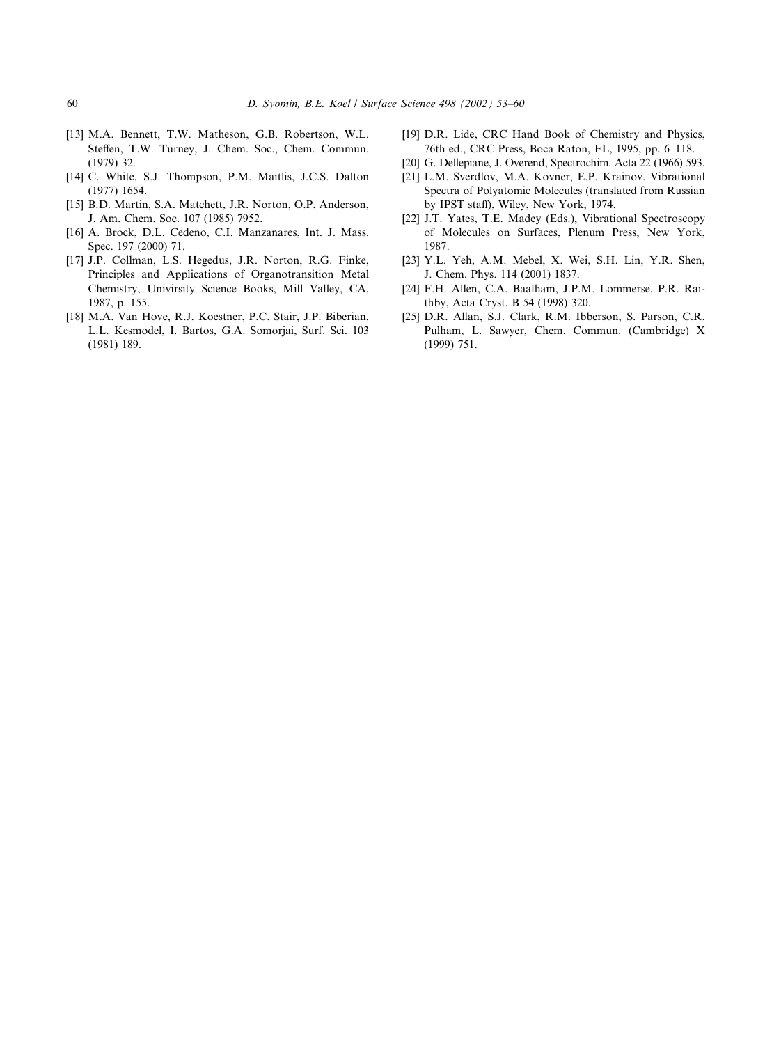[13] M.A. Bennett, T.W. Matheson, G.B. Robertson, W.L. Steffen, T.W. Turney, J. Chem. Soc., Chem. Commun. (1979) 32.

[14] C. White, S.J. Thompson, P.M. Maitlis, J.C.S. Dalton (1977) 1654.

[15] B.D. Martin, S.A. Matchett, J.R. Norton, O.P. Anderson, J. Am. Chem. Soc. 107 (1985) 7952.

[16] A. Brock, D.L. Cedeno, C.I. Manzanares, Int. J. Mass. Spec. 197 (2000) 71.

[17] J.P. Collman, L.S. Hegedus, J.R. Norton, R.G. Finke, Principles and Applications of Organotransition Metal Chemistry, Univirsity Science Books, Mill Valley, CA, 1987, p. 155.

[18] M.A. Van Hove, R.J. Koestner, P.C. Stair, J.P. Biberian, L.L. Kesmodel, I. Bartos, G.A. Somorjai, Surf. Sci. 103 (1981) 189.

[19] D.R. Lide, CRC Hand Book of Chemistry and Physics, 76th ed., CRC Press, Boca Raton, FL, 1995, pp. 6–118.

[20] G. Dellepiane, J. Overend, Spectrochim. Acta 22 (1966) 593.

[21] L.M. Sverdlov, M.A. Kovner, E.P. Krainov. Vibrational Spectra of Polyatomic Molecules (translated from Russian by IPST staff), Wiley, New York, 1974.

[22] J.T. Yates, T.E. Madey (Eds.), Vibrational Spectroscopy of Molecules on Surfaces, Plenum Press, New York, 1987.

[23] Y.L. Yeh, A.M. Mebel, X. Wei, S.H. Lin, Y.R. Shen, J. Chem. Phys. 114 (2001) 1837.

[24] F.H. Allen, C.A. Baalham, J.P.M. Lommerse, P.R. Raithby, Acta Cryst. B 54 (1998) 320.

[25] D.R. Allan, S.J. Clark, R.M. Ibberson, S. Parson, C.R. Pulham, L. Sawyer, Chem. Commun. (Cambridge) X (1999) 751.